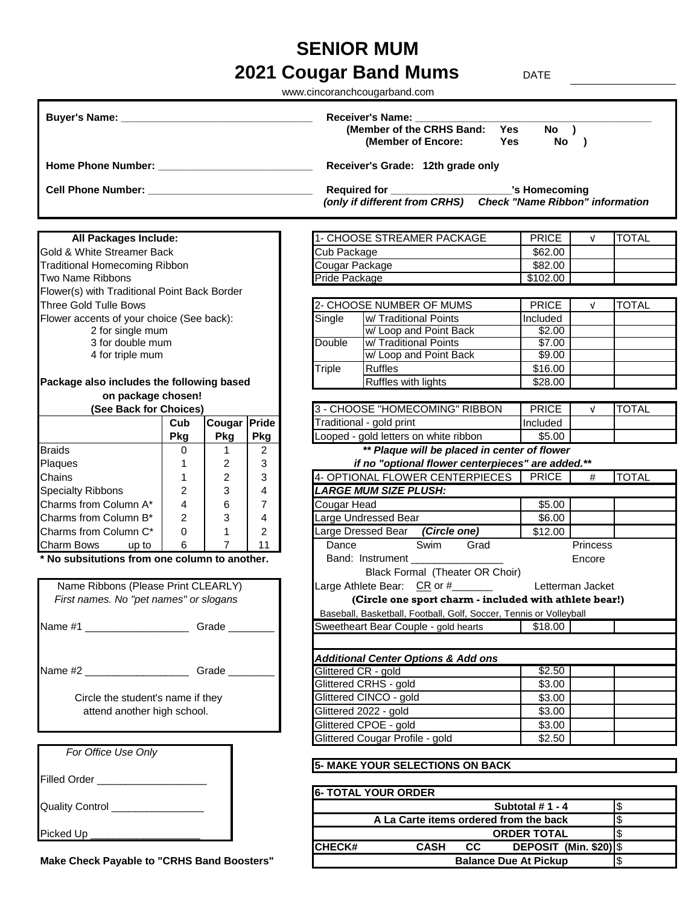# SENIOR MUM

## 2021 Cougar Band Mums

DATE ____________

www.cincoranchcougarband.com

**Buyer's Name:** ________________________________

**Home Phone Number:** ___________________________

**Cell Phone Number:** ____________________________

**Receiver's Name:** ______________________________________
**(Member of the CRHS Band: Yes No )**
**(Member of Encore: Yes No )**

**Receiver's Grade: 12th grade only**

**Required for** ____________________**'s Homecoming**
***(only if different from CRHS) Check "Name Ribbon" information***

**All Packages Include:**

Gold & White Streamer Back
Traditional Homecoming Ribbon
Two Name Ribbons
Flower(s) with Traditional Point Back Border
Three Gold Tulle Bows
Flower accents of your choice (See back):
- 2 for single mum
- 3 for double mum
- 4 for triple mum

**Package also includes the following based on package chosen! (See Back for Choices)**

| | Cub Pkg | Cougar Pkg | Pride Pkg |
|---|---|---|---|
| Braids | 0 | 1 | 2 |
| Plaques | 1 | 2 | 3 |
| Chains | 1 | 2 | 3 |
| Specialty Ribbons | 2 | 3 | 4 |
| Charms from Column A* | 4 | 6 | 7 |
| Charms from Column B* | 2 | 3 | 4 |
| Charms from Column C* | 0 | 1 | 2 |
| Charm Bows up to | 6 | 7 | 11 |

**\* No subsitutions from one column to another.**

Name Ribbons (Please Print CLEARLY)
*First names. No "pet names" or slogans*

Name #1 __________________ Grade ________

Name #2 __________________ Grade ________

Circle the student's name if they attend another high school.

| 1- CHOOSE STREAMER PACKAGE | PRICE | √ | TOTAL |
|---|---|---|---|
| Cub Package | $62.00 | | |
| Cougar Package | $82.00 | | |
| Pride Package | $102.00 | | |

| 2- CHOOSE NUMBER OF MUMS | | PRICE | √ | TOTAL |
|---|---|---|---|---|
| Single | w/ Traditional Points | Included | | |
| | w/ Loop and Point Back | $2.00 | | |
| Double | w/ Traditional Points | $7.00 | | |
| | w/ Loop and Point Back | $9.00 | | |
| Triple | Ruffles | $16.00 | | |
| | Ruffles with lights | $28.00 | | |

| 3 - CHOOSE "HOMECOMING" RIBBON | PRICE | √ | TOTAL |
|---|---|---|---|
| Traditional - gold print | Included | | |
| Looped - gold letters on white ribbon | $5.00 | | |

***\*\* Plaque will be placed in center of flower if no "optional flower centerpieces" are added.\*\****

| 4- OPTIONAL FLOWER CENTERPIECES | PRICE | # | TOTAL |
|---|---|---|---|
| ***LARGE MUM SIZE PLUSH:*** | | | |
| Cougar Head | $5.00 | | |
| Large Undressed Bear | $6.00 | | |
| Large Dressed Bear ***(Circle one)*** | $12.00 | | |
| Dance Swim Grad Princess | | | |
| Band: Instrument ________________ Encore | | | |
| Black Formal (Theater OR Choir) | | | |
| Large Athlete Bear: CR or #_______ Letterman Jacket | | | |
| **(Circle one sport charm - included with athlete bear!)** | | | |
| Baseball, Basketball, Football, Golf, Soccer, Tennis or Volleyball | | | |
| Sweetheart Bear Couple - gold hearts | $18.00 | | |
| | | | |
| ***Additional Center Options & Add ons*** | | | |
| Glittered CR - gold | $2.50 | | |
| Glittered CRHS - gold | $3.00 | | |
| Glittered CINCO - gold | $3.00 | | |
| Glittered 2022 - gold | $3.00 | | |
| Glittered CPOE - gold | $3.00 | | |
| Glittered Cougar Profile - gold | $2.50 | | |

**5- MAKE YOUR SELECTIONS ON BACK**

| 6- TOTAL YOUR ORDER | |
|---|---|
| **Subtotal # 1 - 4** | $ |
| **A La Carte items ordered from the back** | $ |
| **ORDER TOTAL** | $ |
| **CHECK# CASH CC DEPOSIT (Min. $20)** | $ |
| **Balance Due At Pickup** | $ |

*For Office Use Only*

Filled Order ___________________

Quality Control ________________

Picked Up ___________________

**Make Check Payable to "CRHS Band Boosters"**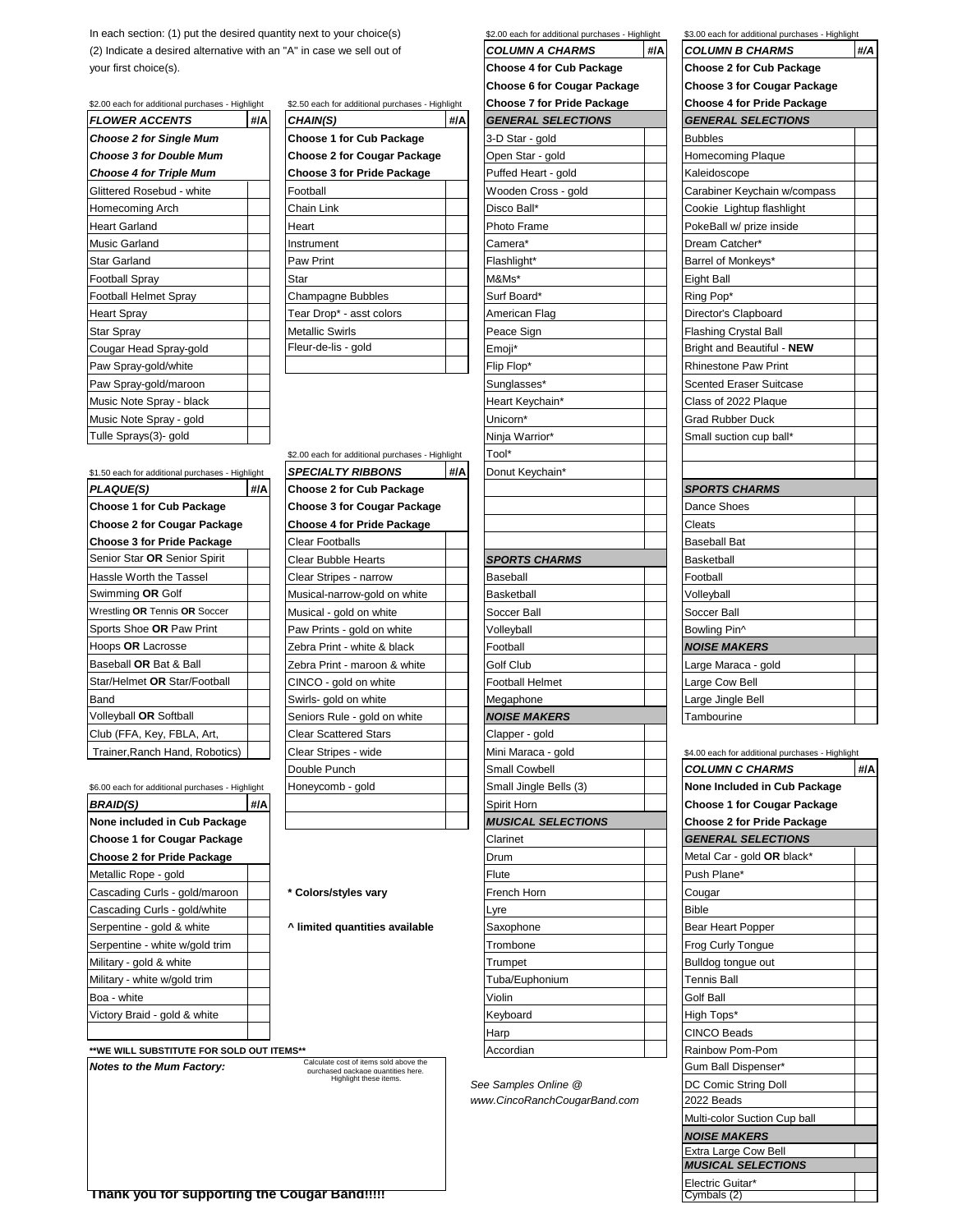In each section: (1) put the desired quantity next to your choice(s)
(2) Indicate a desired alternative with an "A" in case we sell out of your first choice(s).

$2.00 each for additional purchases - Highlight

| FLOWER ACCENTS | #/A |
|---|---|
| Choose 2 for Single Mum | |
| Choose 3 for Double Mum | |
| Choose 4 for Triple Mum | |
| Glittered Rosebud - white | |
| Homecoming Arch | |
| Heart Garland | |
| Music Garland | |
| Star Garland | |
| Football Spray | |
| Football Helmet Spray | |
| Heart Spray | |
| Star Spray | |
| Cougar Head Spray-gold | |
| Paw Spray-gold/white | |
| Paw Spray-gold/maroon | |
| Music Note Spray - black | |
| Music Note Spray - gold | |
| Tulle Sprays(3)- gold | |

$2.50 each for additional purchases - Highlight

| CHAIN(S) | #/A |
|---|---|
| Choose 1 for Cub Package | |
| Choose 2 for Cougar Package | |
| Choose 3 for Pride Package | |
| Football | |
| Chain Link | |
| Heart | |
| Instrument | |
| Paw Print | |
| Star | |
| Champagne Bubbles | |
| Tear Drop* - asst colors | |
| Metallic Swirls | |
| Fleur-de-lis - gold | |
| | |

$1.50 each for additional purchases - Highlight

| PLAQUE(S) | #/A |
|---|---|
| Choose 1 for Cub Package | |
| Choose 2 for Cougar Package | |
| Choose 3 for Pride Package | |
| Senior Star **OR** Senior Spirit | |
| Hassle Worth the Tassel | |
| Swimming **OR** Golf | |
| Wrestling **OR** Tennis **OR** Soccer | |
| Sports Shoe **OR** Paw Print | |
| Hoops **OR** Lacrosse | |
| Baseball **OR** Bat & Ball | |
| Star/Helmet **OR** Star/Football | |
| Band | |
| Volleyball **OR** Softball | |
| Club (FFA, Key, FBLA, Art, Trainer,Ranch Hand, Robotics) | |

$2.00 each for additional purchases - Highlight

| SPECIALTY RIBBONS | #/A |
|---|---|
| Choose 2 for Cub Package | |
| Choose 3 for Cougar Package | |
| Choose 4 for Pride Package | |
| Clear Footballs | |
| Clear Bubble Hearts | |
| Clear Stripes - narrow | |
| Musical-narrow-gold on white | |
| Musical - gold on white | |
| Paw Prints - gold on white | |
| Zebra Print - white & black | |
| Zebra Print - maroon & white | |
| CINCO - gold on white | |
| Swirls- gold on white | |
| Seniors Rule - gold on white | |
| Clear Scattered Stars | |
| Clear Stripes - wide | |
| Double Punch | |
| Honeycomb - gold | |
| | |
| | |

$6.00 each for additional purchases - Highlight

| BRAID(S) | #/A |
|---|---|
| None included in Cub Package | |
| Choose 1 for Cougar Package | |
| Choose 2 for Pride Package | |
| Metallic Rope - gold | |
| Cascading Curls - gold/maroon | |
| Cascading Curls - gold/white | |
| Serpentine - gold & white | |
| Serpentine - white w/gold trim | |
| Military - gold & white | |
| Military - white w/gold trim | |
| Boa - white | |
| Victory Braid - gold & white | |
| | |

\* Colors/styles vary

^ limited quantities available

**WE WILL SUBSTITUTE FOR SOLD OUT ITEMS**

*Notes to the Mum Factory:*

Calculate cost of items sold above the purchased package quantities here. Highlight these items.

$2.00 each for additional purchases - Highlight

| COLUMN A CHARMS | #/A |
|---|---|
| Choose 4 for Cub Package | |
| Choose 6 for Cougar Package | |
| Choose 7 for Pride Package | |
| **GENERAL SELECTIONS** | |
| 3-D Star - gold | |
| Open Star - gold | |
| Puffed Heart - gold | |
| Wooden Cross - gold | |
| Disco Ball* | |
| Photo Frame | |
| Camera* | |
| Flashlight* | |
| M&Ms* | |
| Surf Board* | |
| American Flag | |
| Peace Sign | |
| Emoji* | |
| Flip Flop* | |
| Sunglasses* | |
| Heart Keychain* | |
| Unicorn* | |
| Ninja Warrior* | |
| Tool* | |
| Donut Keychain* | |
| | |
| | |
| | |
| **SPORTS CHARMS** | |
| Baseball | |
| Basketball | |
| Soccer Ball | |
| Volleyball | |
| Football | |
| Golf Club | |
| Football Helmet | |
| Megaphone | |
| **NOISE MAKERS** | |
| Clapper - gold | |
| Mini Maraca - gold | |
| Small Cowbell | |
| Small Jingle Bells (3) | |
| Spirit Horn | |
| **MUSICAL SELECTIONS** | |
| Clarinet | |
| Drum | |
| Flute | |
| French Horn | |
| Lyre | |
| Saxophone | |
| Trombone | |
| Trumpet | |
| Tuba/Euphonium | |
| Violin | |
| Keyboard | |
| Harp | |
| Accordian | |

*See Samples Online @ www.CincoRanchCougarBand.com*

$3.00 each for additional purchases - Highlight

| COLUMN B CHARMS | #/A |
|---|---|
| Choose 2 for Cub Package | |
| Choose 3 for Cougar Package | |
| Choose 4 for Pride Package | |
| **GENERAL SELECTIONS** | |
| Bubbles | |
| Homecoming Plaque | |
| Kaleidoscope | |
| Carabiner Keychain w/compass | |
| Cookie Lightup flashlight | |
| PokeBall w/ prize inside | |
| Dream Catcher* | |
| Barrel of Monkeys* | |
| Eight Ball | |
| Ring Pop* | |
| Director's Clapboard | |
| Flashing Crystal Ball | |
| Bright and Beautiful - **NEW** | |
| Rhinestone Paw Print | |
| Scented Eraser Suitcase | |
| Class of 2022 Plaque | |
| Grad Rubber Duck | |
| Small suction cup ball* | |
| | |
| | |
| **SPORTS CHARMS** | |
| Dance Shoes | |
| Cleats | |
| Baseball Bat | |
| Basketball | |
| Football | |
| Volleyball | |
| Soccer Ball | |
| Bowling Pin^ | |
| **NOISE MAKERS** | |
| Large Maraca - gold | |
| Large Cow Bell | |
| Large Jingle Bell | |
| Tambourine | |

$4.00 each for additional purchases - Highlight

| COLUMN C CHARMS | #/A |
|---|---|
| None Included in Cub Package | |
| Choose 1 for Cougar Package | |
| Choose 2 for Pride Package | |
| **GENERAL SELECTIONS** | |
| Metal Car - gold **OR** black* | |
| Push Plane* | |
| Cougar | |
| Bible | |
| Bear Heart Popper | |
| Frog Curly Tongue | |
| Bulldog tongue out | |
| Tennis Ball | |
| Golf Ball | |
| High Tops* | |
| CINCO Beads | |
| Rainbow Pom-Pom | |
| Gum Ball Dispenser* | |
| DC Comic String Doll | |
| 2022 Beads | |
| Multi-color Suction Cup ball | |
| **NOISE MAKERS** | |
| Extra Large Cow Bell | |
| **MUSICAL SELECTIONS** | |
| Electric Guitar* | |
| Cymbals (2) | |

**Thank you for supporting the Cougar Band!!!!!**